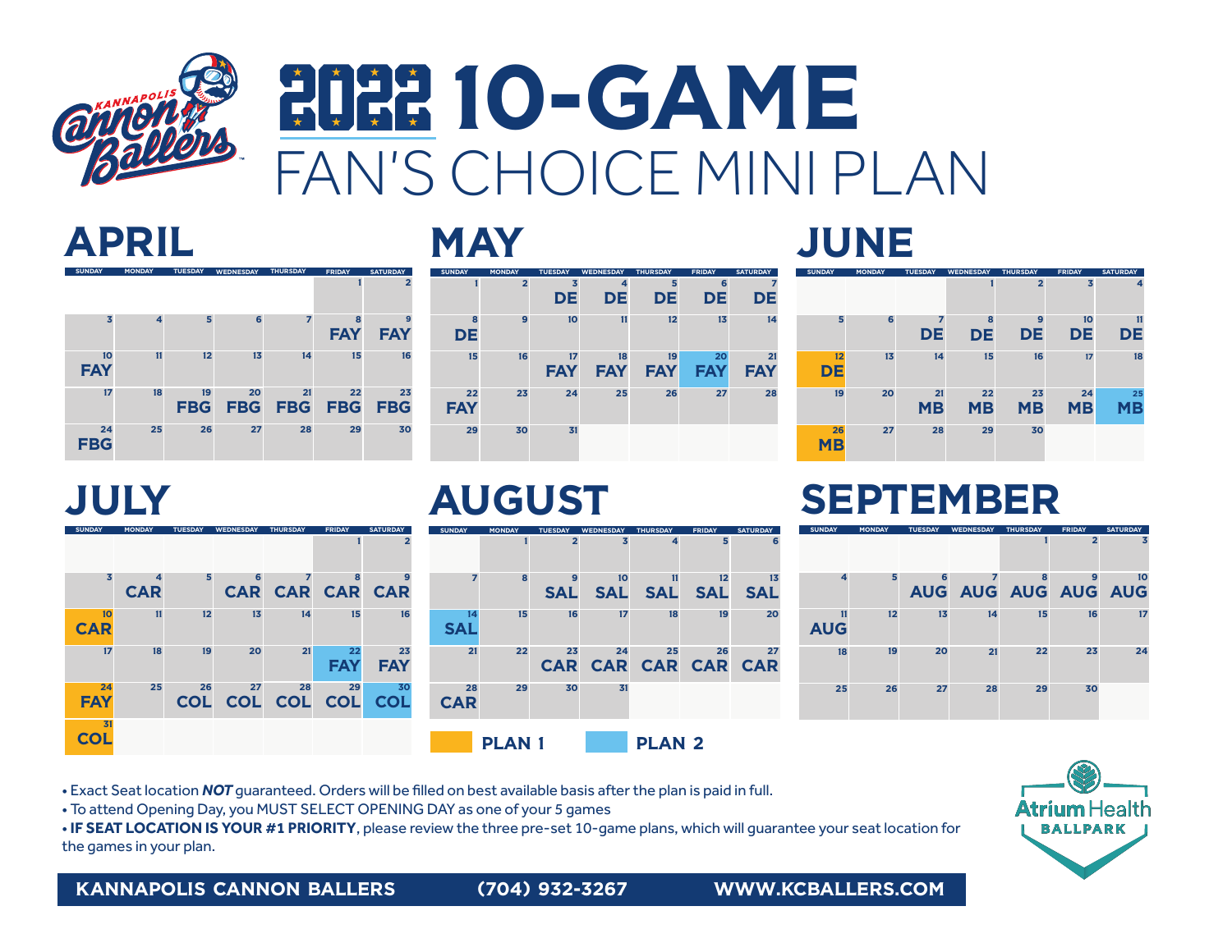# 2022 10-GAME FAN'S CHOICE MINI PLAN

## APRIL

| SUNDAY | MONDAY | TUESDAY | WEDNESDAY | THURSDAY | FRIDAY | SATURDAY |
|---|---|---|---|---|---|---|
| | | | | | 1 | 2 |
| 3 | 4 | 5 | 6 | 7 | 8 FAY | 9 FAY |
| 10 FAY | 11 | 12 | 13 | 14 | 15 | 16 |
| 17 | 18 | 19 FBG | 20 FBG | 21 FBG | 22 FBG | 23 FBG |
| 24 FBG | 25 | 26 | 27 | 28 | 29 | 30 |

## MAY

| SUNDAY | MONDAY | TUESDAY | WEDNESDAY | THURSDAY | FRIDAY | SATURDAY |
|---|---|---|---|---|---|---|
| 1 | 2 | 3 DE | 4 DE | 5 DE | 6 DE | 7 DE |
| 8 DE | 9 | 10 | 11 | 12 | 13 | 14 |
| 15 | 16 | 17 FAY | 18 FAY | 19 FAY | 20 FAY (Plan 2) | 21 FAY |
| 22 FAY | 23 | 24 | 25 | 26 | 27 | 28 |
| 29 | 30 | 31 | | | | |

## JUNE

| SUNDAY | MONDAY | TUESDAY | WEDNESDAY | THURSDAY | FRIDAY | SATURDAY |
|---|---|---|---|---|---|---|
| | | | 1 | 2 | 3 | 4 |
| 5 | 6 | 7 DE | 8 DE | 9 DE | 10 DE | 11 DE |
| 12 DE (Plan 1) | 13 | 14 | 15 | 16 | 17 | 18 |
| 19 | 20 | 21 MB | 22 MB | 23 MB | 24 MB | 25 MB (Plan 2) |
| 26 MB (Plan 1) | 27 | 28 | 29 | 30 | | |

## JULY

| SUNDAY | MONDAY | TUESDAY | WEDNESDAY | THURSDAY | FRIDAY | SATURDAY |
|---|---|---|---|---|---|---|
| | | | | | 1 | 2 |
| 3 | 4 CAR | 5 | 6 CAR | 7 CAR | 8 CAR | 9 CAR |
| 10 CAR (Plan 1) | 11 | 12 | 13 | 14 | 15 | 16 |
| 17 | 18 | 19 | 20 | 21 | 22 FAY (Plan 2) | 23 FAY |
| 24 FAY (Plan 1) | 25 | 26 COL | 27 COL | 28 COL | 29 COL | 30 COL (Plan 2) |
| 31 COL (Plan 1) | | | | | | |

## AUGUST

| SUNDAY | MONDAY | TUESDAY | WEDNESDAY | THURSDAY | FRIDAY | SATURDAY |
|---|---|---|---|---|---|---|
| | 1 | 2 | 3 | 4 | 5 | 6 |
| 7 | 8 | 9 SAL | 10 SAL | 11 SAL | 12 SAL | 13 SAL |
| 14 SAL (Plan 2) | 15 | 16 | 17 | 18 | 19 | 20 |
| 21 | 22 | 23 CAR | 24 CAR | 25 CAR | 26 CAR | 27 CAR |
| 28 CAR | 29 | 30 | 31 | | | |

## SEPTEMBER

| SUNDAY | MONDAY | TUESDAY | WEDNESDAY | THURSDAY | FRIDAY | SATURDAY |
|---|---|---|---|---|---|---|
| | | | | 1 | 2 | 3 |
| 4 | 5 | 6 AUG | 7 AUG | 8 AUG | 9 AUG | 10 AUG |
| 11 AUG | 12 | 13 | 14 | 15 | 16 | 17 |
| 18 | 19 | 20 | 21 | 22 | 23 | 24 |
| 25 | 26 | 27 | 28 | 29 | 30 | |

PLAN 1 PLAN 2

- Exact Seat location ***NOT*** guaranteed. Orders will be filled on best available basis after the plan is paid in full.
- To attend Opening Day, you MUST SELECT OPENING DAY as one of your 5 games
- **IF SEAT LOCATION IS YOUR #1 PRIORITY**, please review the three pre-set 10-game plans, which will guarantee your seat location for the games in your plan.

Atrium Health BALLPARK

**KANNAPOLIS CANNON BALLERS (704) 932-3267 WWW.KCBALLERS.COM**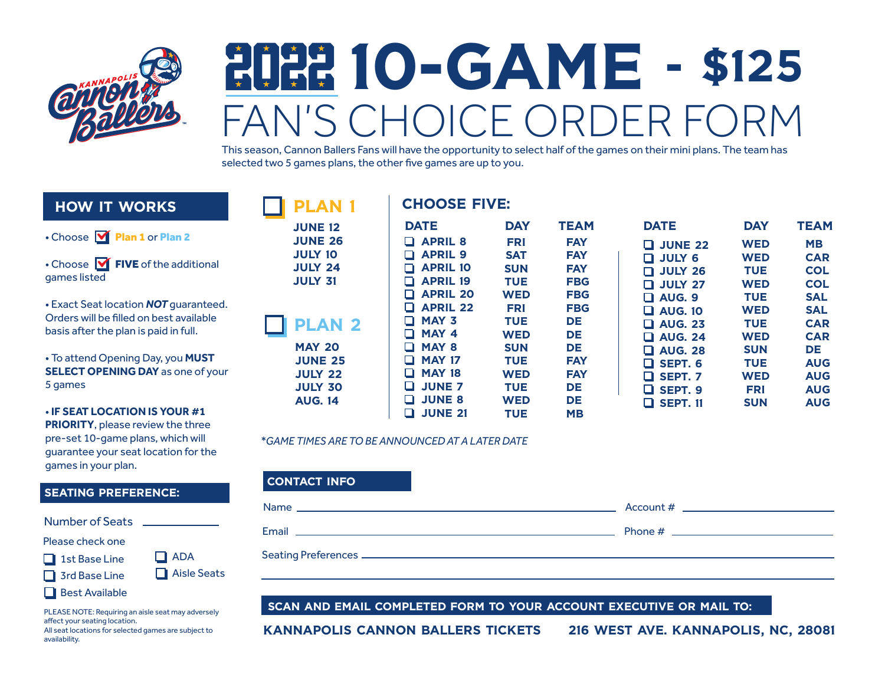# 2022 10-GAME - $125

## FAN'S CHOICE ORDER FORM

This season, Cannon Ballers Fans will have the opportunity to select half of the games on their mini plans. The team has selected two 5 games plans, the other five games are up to you.

## HOW IT WORKS

- Choose ☑ **Plan 1** or **Plan 2**
- Choose ☑ **FIVE** of the additional games listed
- Exact Seat location ***NOT*** guaranteed. Orders will be filled on best available basis after the plan is paid in full.
- To attend Opening Day, you **MUST SELECT OPENING DAY** as one of your 5 games
- **IF SEAT LOCATION IS YOUR #1 PRIORITY**, please review the three pre-set 10-game plans, which will guarantee your seat location for the games in your plan.

## SEATING PREFERENCE:

Number of Seats ______________

Please check one

- ☐ 1st Base Line
- ☐ 3rd Base Line
- ☐ Best Available
- ☐ ADA
- ☐ Aisle Seats

PLEASE NOTE: Requiring an aisle seat may adversely affect your seating location.
All seat locations for selected games are subject to availability.

## ☐ PLAN 1

JUNE 12
JUNE 26
JULY 10
JULY 24
JULY 31

## ☐ PLAN 2

MAY 20
JUNE 25
JULY 22
JULY 30
AUG. 14

## CHOOSE FIVE:

| DATE | DAY | TEAM |
|---|---|---|
| ☐ APRIL 8 | FRI | FAY |
| ☐ APRIL 9 | SAT | FAY |
| ☐ APRIL 10 | SUN | FAY |
| ☐ APRIL 19 | TUE | FBG |
| ☐ APRIL 20 | WED | FBG |
| ☐ APRIL 22 | FRI | FBG |
| ☐ MAY 3 | TUE | DE |
| ☐ MAY 4 | WED | DE |
| ☐ MAY 8 | SUN | DE |
| ☐ MAY 17 | TUE | FAY |
| ☐ MAY 18 | WED | FAY |
| ☐ JUNE 7 | TUE | DE |
| ☐ JUNE 8 | WED | DE |
| ☐ JUNE 21 | TUE | MB |

| DATE | DAY | TEAM |
|---|---|---|
| ☐ JUNE 22 | WED | MB |
| ☐ JULY 6 | WED | CAR |
| ☐ JULY 26 | TUE | COL |
| ☐ JULY 27 | WED | COL |
| ☐ AUG. 9 | TUE | SAL |
| ☐ AUG. 10 | WED | SAL |
| ☐ AUG. 23 | TUE | CAR |
| ☐ AUG. 24 | WED | CAR |
| ☐ AUG. 28 | SUN | DE |
| ☐ SEPT. 6 | TUE | AUG |
| ☐ SEPT. 7 | WED | AUG |
| ☐ SEPT. 9 | FRI | AUG |
| ☐ SEPT. 11 | SUN | AUG |

*\*GAME TIMES ARE TO BE ANNOUNCED AT A LATER DATE*

## CONTACT INFO

Name ______________________ Account # ______________

Email ______________________ Phone # ______________

Seating Preferences ______________________________________

## SCAN AND EMAIL COMPLETED FORM TO YOUR ACCOUNT EXECUTIVE OR MAIL TO:

**KANNAPOLIS CANNON BALLERS TICKETS 216 WEST AVE. KANNAPOLIS, NC, 28081**